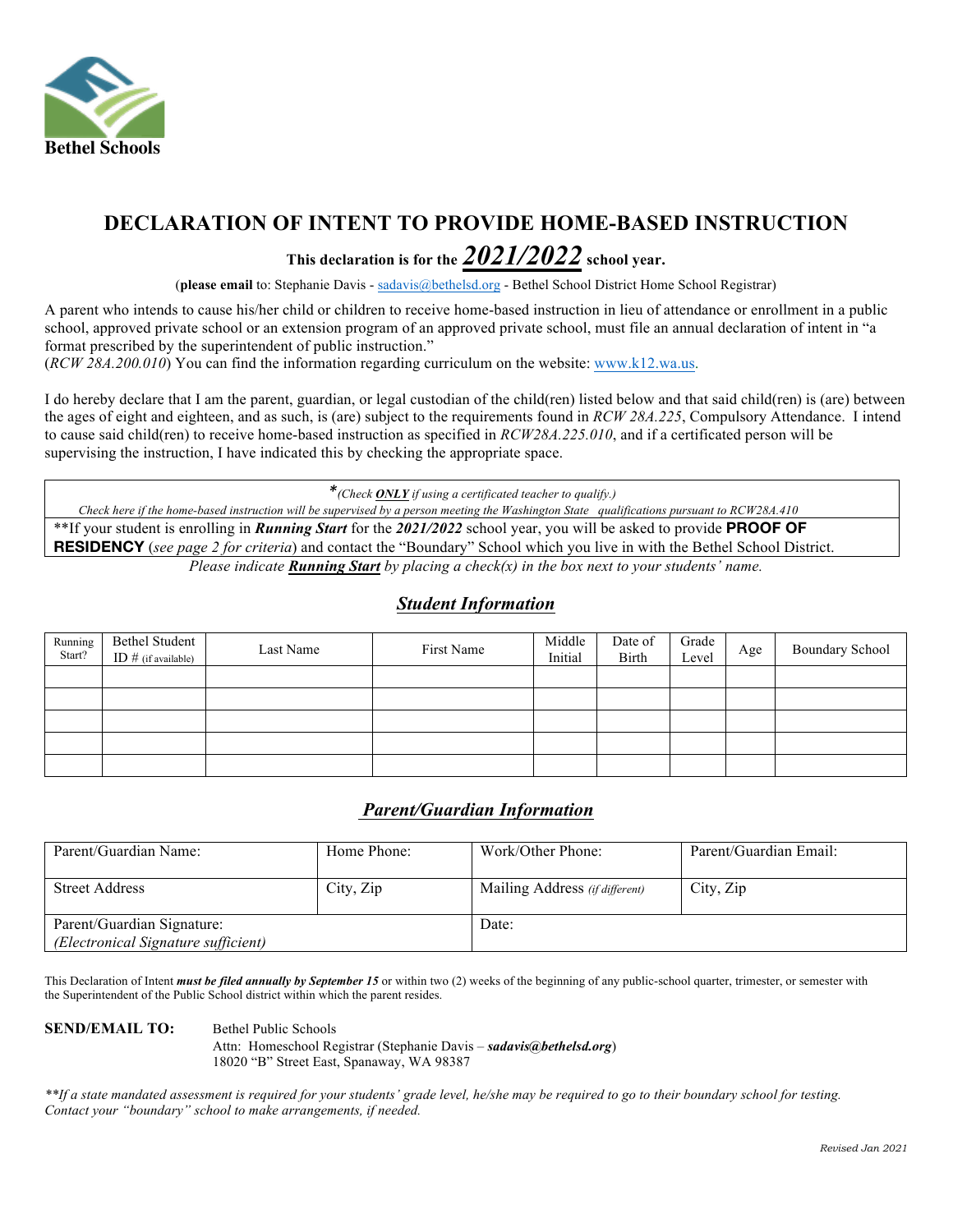Bethel Schools

# DECLARATION OF INTENT TO PROVIDE HOME-BASED INSTRUCTION

**This declaration is for the *2021/2022* school year.**

(**please email** to: Stephanie Davis - sadavis@bethelsd.org - Bethel School District Home School Registrar)

A parent who intends to cause his/her child or children to receive home-based instruction in lieu of attendance or enrollment in a public school, approved private school or an extension program of an approved private school, must file an annual declaration of intent in "a format prescribed by the superintendent of public instruction."
(*RCW 28A.200.010*) You can find the information regarding curriculum on the website: www.k12.wa.us.

I do hereby declare that I am the parent, guardian, or legal custodian of the child(ren) listed below and that said child(ren) is (are) between the ages of eight and eighteen, and as such, is (are) subject to the requirements found in *RCW 28A.225*, Compulsory Attendance. I intend to cause said child(ren) to receive home-based instruction as specified in *RCW28A.225.010*, and if a certificated person will be supervising the instruction, I have indicated this by checking the appropriate space.

*\*(Check **ONLY** if using a certificated teacher to qualify.)*
*Check here if the home-based instruction will be supervised by a person meeting the Washington State qualifications pursuant to RCW28A.410*

\*\*If your student is enrolling in ***Running Start*** for the ***2021/2022*** school year, you will be asked to provide **PROOF OF RESIDENCY** (*see page 2 for criteria*) and contact the "Boundary" School which you live in with the Bethel School District.

*Please indicate **Running Start** by placing a check(x) in the box next to your students' name.*

## *Student Information*

| Running Start? | Bethel Student ID # (if available) | Last Name | First Name | Middle Initial | Date of Birth | Grade Level | Age | Boundary School |
|---|---|---|---|---|---|---|---|---|
| | | | | | | | | |
| | | | | | | | | |
| | | | | | | | | |
| | | | | | | | | |
| | | | | | | | | |

## *Parent/Guardian Information*

| Parent/Guardian Name: | Home Phone: | Work/Other Phone: | Parent/Guardian Email: |
|---|---|---|---|
| Street Address | City, Zip | Mailing Address *(if different)* | City, Zip |
| Parent/Guardian Signature: *(Electronical Signature sufficient)* | | Date: | |

This Declaration of Intent ***must be filed annually by September 15*** or within two (2) weeks of the beginning of any public-school quarter, trimester, or semester with the Superintendent of the Public School district within which the parent resides.

**SEND/EMAIL TO:** Bethel Public Schools
Attn: Homeschool Registrar (Stephanie Davis – ***sadavis@bethelsd.org***)
18020 "B" Street East, Spanaway, WA 98387

*\*\*If a state mandated assessment is required for your students' grade level, he/she may be required to go to their boundary school for testing. Contact your "boundary" school to make arrangements, if needed.*

*Revised Jan 2021*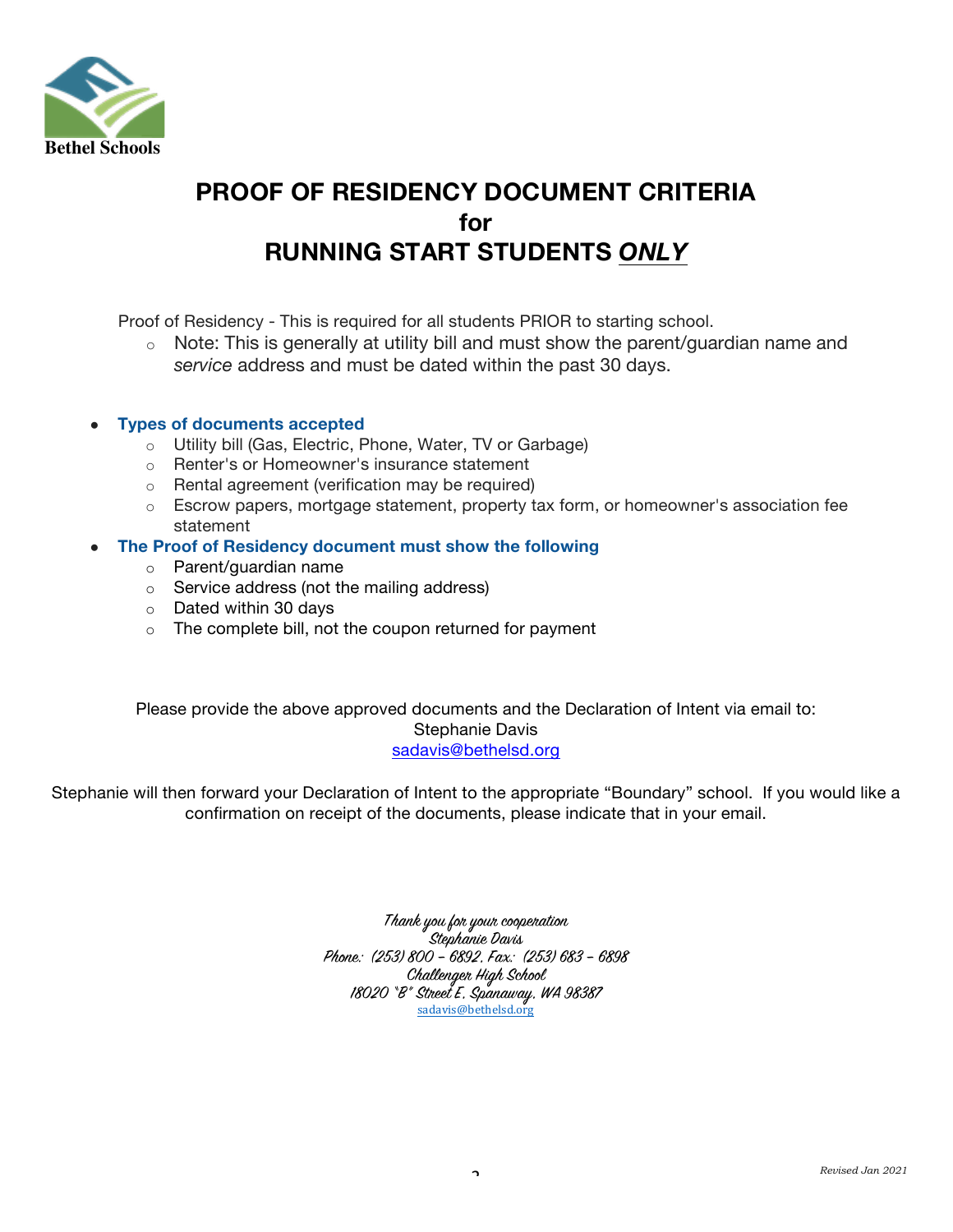Bethel Schools

# PROOF OF RESIDENCY DOCUMENT CRITERIA for RUNNING START STUDENTS ***ONLY***

Proof of Residency - This is required for all students PRIOR to starting school.

- Note: This is generally at utility bill and must show the parent/guardian name and *service* address and must be dated within the past 30 days.

- **Types of documents accepted**
  - Utility bill (Gas, Electric, Phone, Water, TV or Garbage)
  - Renter's or Homeowner's insurance statement
  - Rental agreement (verification may be required)
  - Escrow papers, mortgage statement, property tax form, or homeowner's association fee statement
- **The Proof of Residency document must show the following**
  - Parent/guardian name
  - Service address (not the mailing address)
  - Dated within 30 days
  - The complete bill, not the coupon returned for payment

Please provide the above approved documents and the Declaration of Intent via email to:
Stephanie Davis
sadavis@bethelsd.org

Stephanie will then forward your Declaration of Intent to the appropriate "Boundary" school. If you would like a confirmation on receipt of the documents, please indicate that in your email.

*Thank you for your cooperation*
*Stephanie Davis*
*Phone: (253) 800 – 6892, Fax: (253) 683 – 6898*
*Challenger High School*
*18020 "B" Street E. Spanaway, WA 98387*
sadavis@bethelsd.org

*Revised Jan 2021*